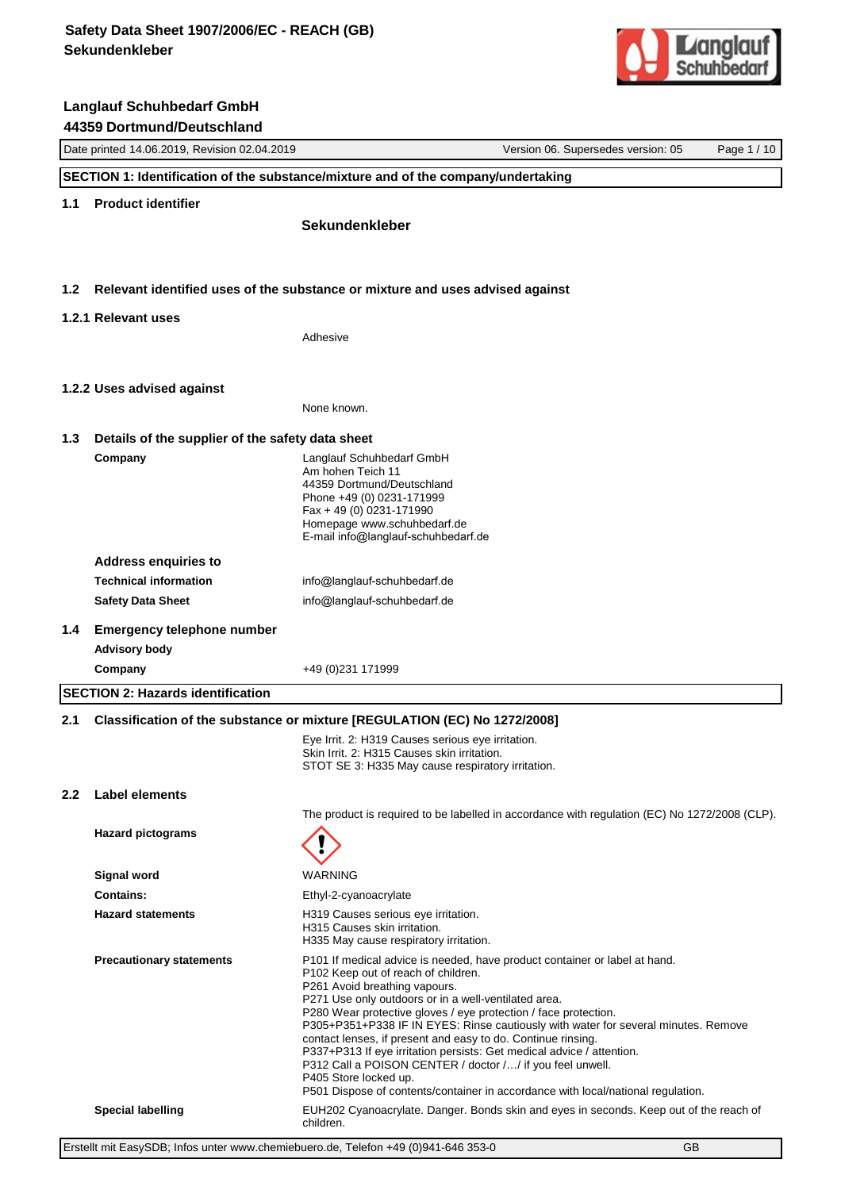# Safety Data Sheet 1907/2006/EC - REACH (GB)
# Sekundenkleber

**Langlauf Schuhbedarf GmbH**
**44359 Dortmund/Deutschland**

| Date printed 14.06.2019, Revision 02.04.2019 | Version 06. Supersedes version: 05 |
|---|---|

## SECTION 1: Identification of the substance/mixture and of the company/undertaking

### 1.1 Product identifier

**Sekundenkleber**

### 1.2 Relevant identified uses of the substance or mixture and uses advised against

#### 1.2.1 Relevant uses

Adhesive

#### 1.2.2 Uses advised against

None known.

### 1.3 Details of the supplier of the safety data sheet

**Company**

Langlauf Schuhbedarf GmbH
Am hohen Teich 11
44359 Dortmund/Deutschland
Phone +49 (0) 0231-171999
Fax + 49 (0) 0231-171990
Homepage www.schuhbedarf.de
E-mail info@langlauf-schuhbedarf.de

**Address enquiries to**

**Technical information** info@langlauf-schuhbedarf.de

**Safety Data Sheet** info@langlauf-schuhbedarf.de

### 1.4 Emergency telephone number

**Advisory body**

**Company** +49 (0)231 171999

## SECTION 2: Hazards identification

### 2.1 Classification of the substance or mixture [REGULATION (EC) No 1272/2008]

Eye Irrit. 2: H319 Causes serious eye irritation.
Skin Irrit. 2: H315 Causes skin irritation.
STOT SE 3: H335 May cause respiratory irritation.

### 2.2 Label elements

The product is required to be labelled in accordance with regulation (EC) No 1272/2008 (CLP).

**Hazard pictograms**

**Signal word** WARNING

**Contains:** Ethyl-2-cyanoacrylate

**Hazard statements**

H319 Causes serious eye irritation.
H315 Causes skin irritation.
H335 May cause respiratory irritation.

**Precautionary statements**

P101 If medical advice is needed, have product container or label at hand.
P102 Keep out of reach of children.
P261 Avoid breathing vapours.
P271 Use only outdoors or in a well-ventilated area.
P280 Wear protective gloves / eye protection / face protection.
P305+P351+P338 IF IN EYES: Rinse cautiously with water for several minutes. Remove contact lenses, if present and easy to do. Continue rinsing.
P337+P313 If eye irritation persists: Get medical advice / attention.
P312 Call a POISON CENTER / doctor /…/ if you feel unwell.
P405 Store locked up.
P501 Dispose of contents/container in accordance with local/national regulation.

**Special labelling**

EUH202 Cyanoacrylate. Danger. Bonds skin and eyes in seconds. Keep out of the reach of children.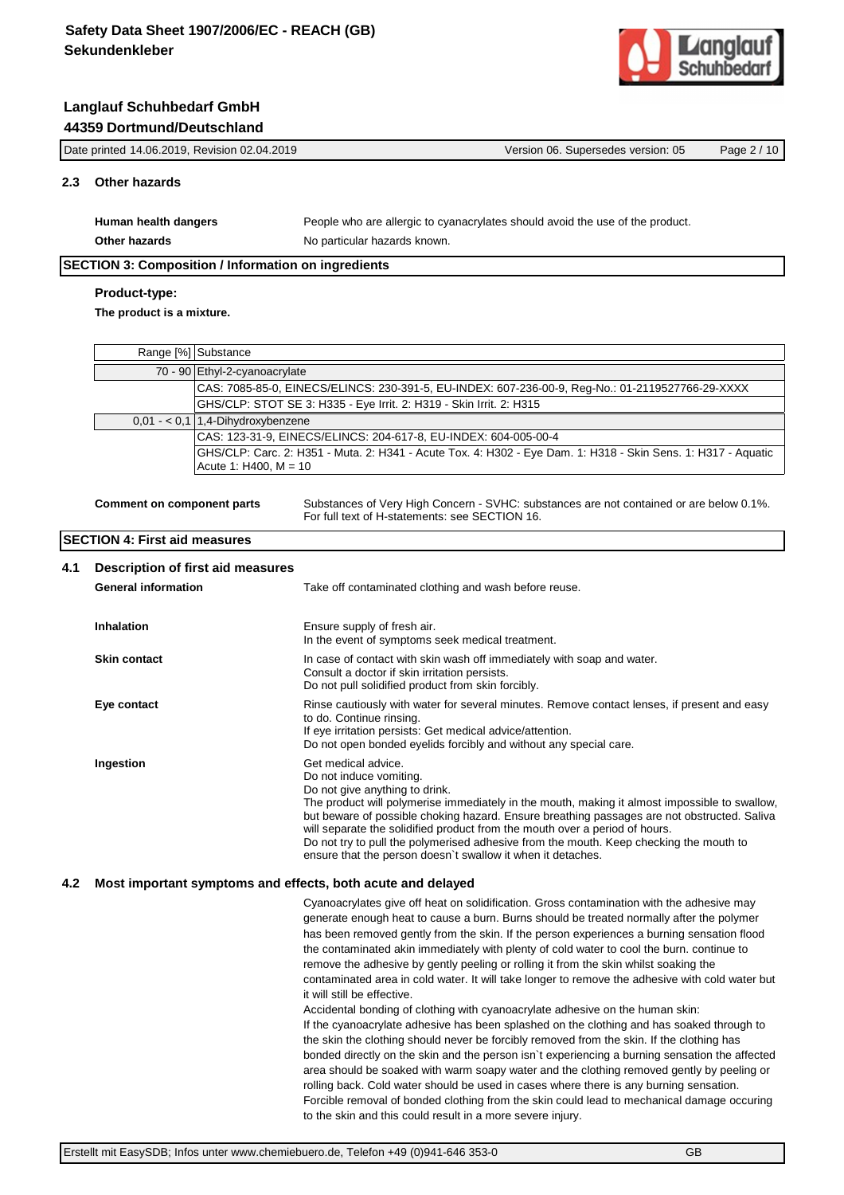## 2.3 Other hazards

**Human health dangers** People who are allergic to cyanacrylates should avoid the use of the product.

**Other hazards** No particular hazards known.

## SECTION 3: Composition / Information on ingredients

**Product-type:**

**The product is a mixture.**

| Range [%] | Substance |
|---|---|
| 70 - 90 | Ethyl-2-cyanoacrylate |
| | CAS: 7085-85-0, EINECS/ELINCS: 230-391-5, EU-INDEX: 607-236-00-9, Reg-No.: 01-2119527766-29-XXXX |
| | GHS/CLP: STOT SE 3: H335 - Eye Irrit. 2: H319 - Skin Irrit. 2: H315 |
| 0,01 - < 0,1 | 1,4-Dihydroxybenzene |
| | CAS: 123-31-9, EINECS/ELINCS: 204-617-8, EU-INDEX: 604-005-00-4 |
| | GHS/CLP: Carc. 2: H351 - Muta. 2: H341 - Acute Tox. 4: H302 - Eye Dam. 1: H318 - Skin Sens. 1: H317 - Aquatic Acute 1: H400, M = 10 |

**Comment on component parts** Substances of Very High Concern - SVHC: substances are not contained or are below 0.1%. For full text of H-statements: see SECTION 16.

## SECTION 4: First aid measures

### 4.1 Description of first aid measures

**General information** Take off contaminated clothing and wash before reuse.

**Inhalation** Ensure supply of fresh air.
In the event of symptoms seek medical treatment.

**Skin contact** In case of contact with skin wash off immediately with soap and water.
Consult a doctor if skin irritation persists.
Do not pull solidified product from skin forcibly.

**Eye contact** Rinse cautiously with water for several minutes. Remove contact lenses, if present and easy to do. Continue rinsing.
If eye irritation persists: Get medical advice/attention.
Do not open bonded eyelids forcibly and without any special care.

**Ingestion** Get medical advice.
Do not induce vomiting.
Do not give anything to drink.
The product will polymerise immediately in the mouth, making it almost impossible to swallow, but beware of possible choking hazard. Ensure breathing passages are not obstructed. Saliva will separate the solidified product from the mouth over a period of hours.
Do not try to pull the polymerised adhesive from the mouth. Keep checking the mouth to ensure that the person doesn`t swallow it when it detaches.

### 4.2 Most important symptoms and effects, both acute and delayed

Cyanoacrylates give off heat on solidification. Gross contamination with the adhesive may generate enough heat to cause a burn. Burns should be treated normally after the polymer has been removed gently from the skin. If the person experiences a burning sensation flood the contaminated akin immediately with plenty of cold water to cool the burn. continue to remove the adhesive by gently peeling or rolling it from the skin whilst soaking the contaminated area in cold water. It will take longer to remove the adhesive with cold water but it will still be effective.
Accidental bonding of clothing with cyanoacrylate adhesive on the human skin:
If the cyanoacrylate adhesive has been splashed on the clothing and has soaked through to the skin the clothing should never be forcibly removed from the skin. If the clothing has bonded directly on the skin and the person isn`t experiencing a burning sensation the affected area should be soaked with warm soapy water and the clothing removed gently by peeling or rolling back. Cold water should be used in cases where there is any burning sensation.
Forcible removal of bonded clothing from the skin could lead to mechanical damage occuring to the skin and this could result in a more severe injury.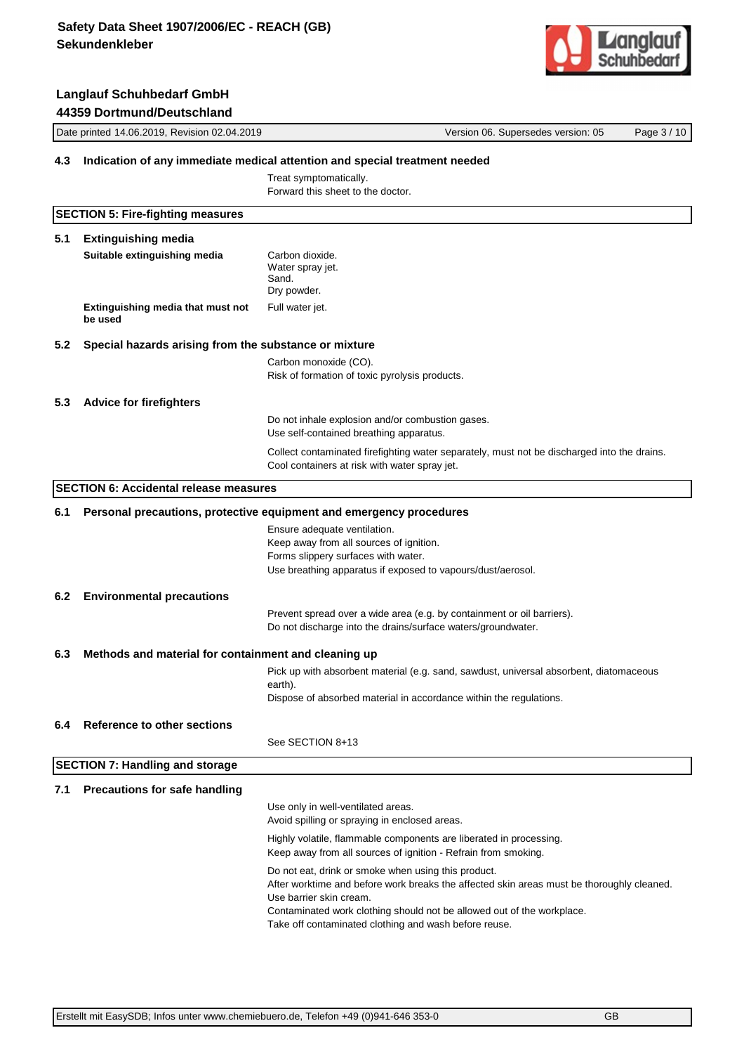### 4.3 Indication of any immediate medical attention and special treatment needed

Treat symptomatically.
Forward this sheet to the doctor.

## SECTION 5: Fire-fighting measures

### 5.1 Extinguishing media

**Suitable extinguishing media**

Carbon dioxide.
Water spray jet.
Sand.
Dry powder.

**Extinguishing media that must not be used**

Full water jet.

### 5.2 Special hazards arising from the substance or mixture

Carbon monoxide (CO).
Risk of formation of toxic pyrolysis products.

### 5.3 Advice for firefighters

Do not inhale explosion and/or combustion gases.
Use self-contained breathing apparatus.

Collect contaminated firefighting water separately, must not be discharged into the drains.
Cool containers at risk with water spray jet.

## SECTION 6: Accidental release measures

### 6.1 Personal precautions, protective equipment and emergency procedures

Ensure adequate ventilation.
Keep away from all sources of ignition.
Forms slippery surfaces with water.
Use breathing apparatus if exposed to vapours/dust/aerosol.

### 6.2 Environmental precautions

Prevent spread over a wide area (e.g. by containment or oil barriers).
Do not discharge into the drains/surface waters/groundwater.

### 6.3 Methods and material for containment and cleaning up

Pick up with absorbent material (e.g. sand, sawdust, universal absorbent, diatomaceous earth).
Dispose of absorbed material in accordance within the regulations.

### 6.4 Reference to other sections

See SECTION 8+13

## SECTION 7: Handling and storage

### 7.1 Precautions for safe handling

Use only in well-ventilated areas.
Avoid spilling or spraying in enclosed areas.

Highly volatile, flammable components are liberated in processing.
Keep away from all sources of ignition - Refrain from smoking.

Do not eat, drink or smoke when using this product.
After worktime and before work breaks the affected skin areas must be thoroughly cleaned.
Use barrier skin cream.
Contaminated work clothing should not be allowed out of the workplace.
Take off contaminated clothing and wash before reuse.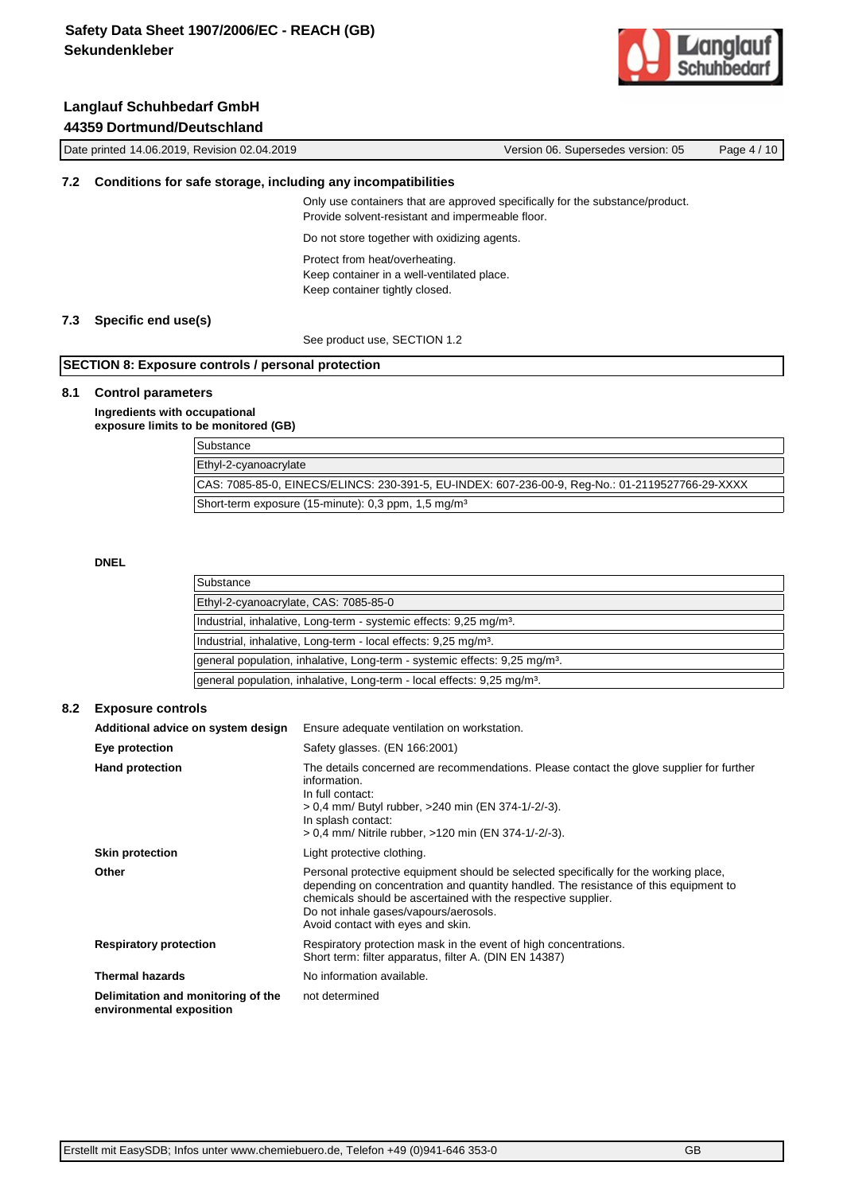### 7.2 Conditions for safe storage, including any incompatibilities

Only use containers that are approved specifically for the substance/product.
Provide solvent-resistant and impermeable floor.

Do not store together with oxidizing agents.

Protect from heat/overheating.
Keep container in a well-ventilated place.
Keep container tightly closed.

### 7.3 Specific end use(s)

See product use, SECTION 1.2

## SECTION 8: Exposure controls / personal protection

### 8.1 Control parameters

**Ingredients with occupational exposure limits to be monitored (GB)**

| Substance |
|---|
| Ethyl-2-cyanoacrylate |
| CAS: 7085-85-0, EINECS/ELINCS: 230-391-5, EU-INDEX: 607-236-00-9, Reg-No.: 01-2119527766-29-XXXX |
| Short-term exposure (15-minute): 0,3 ppm, 1,5 mg/m³ |

**DNEL**

| Substance |
|---|
| Ethyl-2-cyanoacrylate, CAS: 7085-85-0 |
| Industrial, inhalative, Long-term - systemic effects: 9,25 mg/m³. |
| Industrial, inhalative, Long-term - local effects: 9,25 mg/m³. |
| general population, inhalative, Long-term - systemic effects: 9,25 mg/m³. |
| general population, inhalative, Long-term - local effects: 9,25 mg/m³. |

### 8.2 Exposure controls

**Additional advice on system design**
Ensure adequate ventilation on workstation.

**Eye protection**
Safety glasses. (EN 166:2001)

**Hand protection**
The details concerned are recommendations. Please contact the glove supplier for further information.
In full contact:
> 0,4 mm/ Butyl rubber, >240 min (EN 374-1/-2/-3).
In splash contact:
> 0,4 mm/ Nitrile rubber, >120 min (EN 374-1/-2/-3).

**Skin protection**
Light protective clothing.

**Other**
Personal protective equipment should be selected specifically for the working place, depending on concentration and quantity handled. The resistance of this equipment to chemicals should be ascertained with the respective supplier.
Do not inhale gases/vapours/aerosols.
Avoid contact with eyes and skin.

**Respiratory protection**
Respiratory protection mask in the event of high concentrations.
Short term: filter apparatus, filter A. (DIN EN 14387)

**Thermal hazards**
No information available.

**Delimitation and monitoring of the environmental exposition**
not determined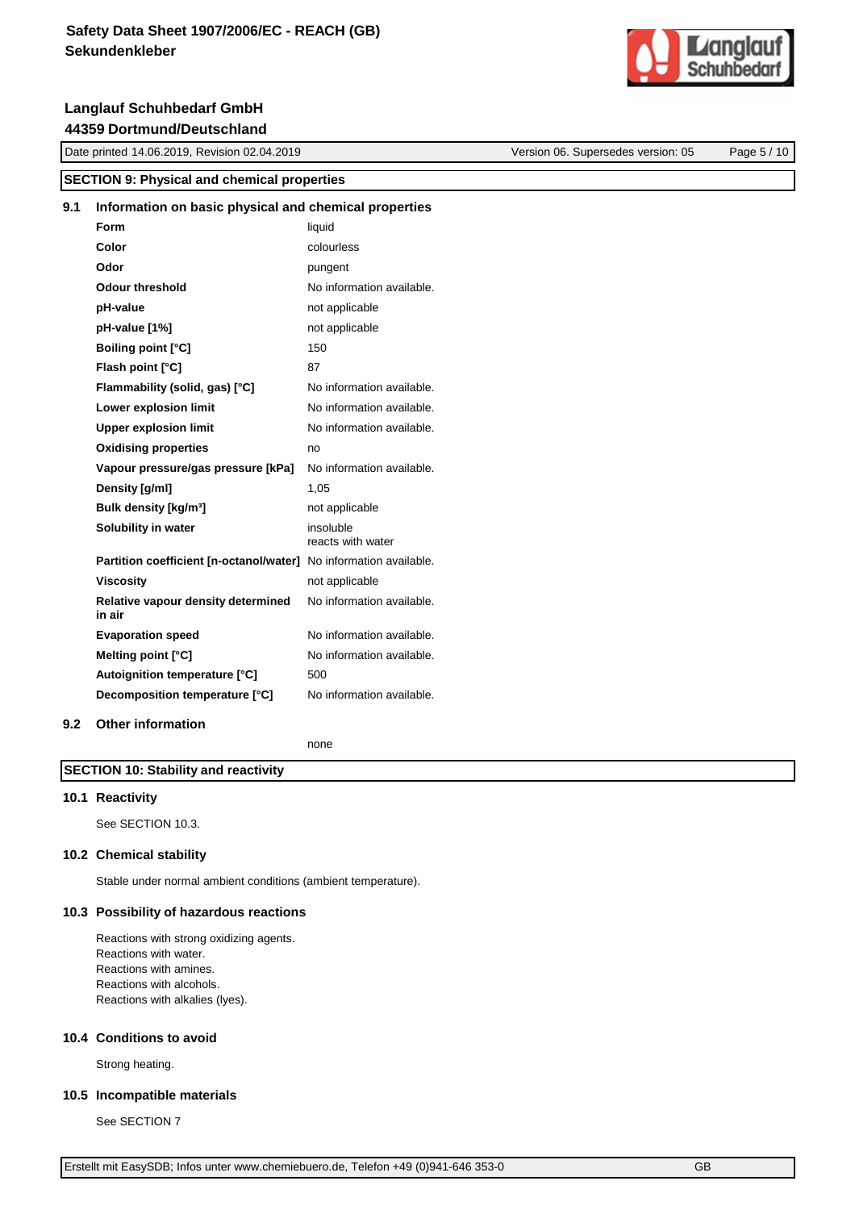## SECTION 9: Physical and chemical properties

### 9.1 Information on basic physical and chemical properties

| | |
|---|---|
| **Form** | liquid |
| **Color** | colourless |
| **Odor** | pungent |
| **Odour threshold** | No information available. |
| **pH-value** | not applicable |
| **pH-value [1%]** | not applicable |
| **Boiling point [°C]** | 150 |
| **Flash point [°C]** | 87 |
| **Flammability (solid, gas) [°C]** | No information available. |
| **Lower explosion limit** | No information available. |
| **Upper explosion limit** | No information available. |
| **Oxidising properties** | no |
| **Vapour pressure/gas pressure [kPa]** | No information available. |
| **Density [g/ml]** | 1,05 |
| **Bulk density [kg/m³]** | not applicable |
| **Solubility in water** | insoluble<br>reacts with water |
| **Partition coefficient [n-octanol/water]** | No information available. |
| **Viscosity** | not applicable |
| **Relative vapour density determined in air** | No information available. |
| **Evaporation speed** | No information available. |
| **Melting point [°C]** | No information available. |
| **Autoignition temperature [°C]** | 500 |
| **Decomposition temperature [°C]** | No information available. |

### 9.2 Other information

none

## SECTION 10: Stability and reactivity

### 10.1 Reactivity

See SECTION 10.3.

### 10.2 Chemical stability

Stable under normal ambient conditions (ambient temperature).

### 10.3 Possibility of hazardous reactions

Reactions with strong oxidizing agents.
Reactions with water.
Reactions with amines.
Reactions with alcohols.
Reactions with alkalies (lyes).

### 10.4 Conditions to avoid

Strong heating.

### 10.5 Incompatible materials

See SECTION 7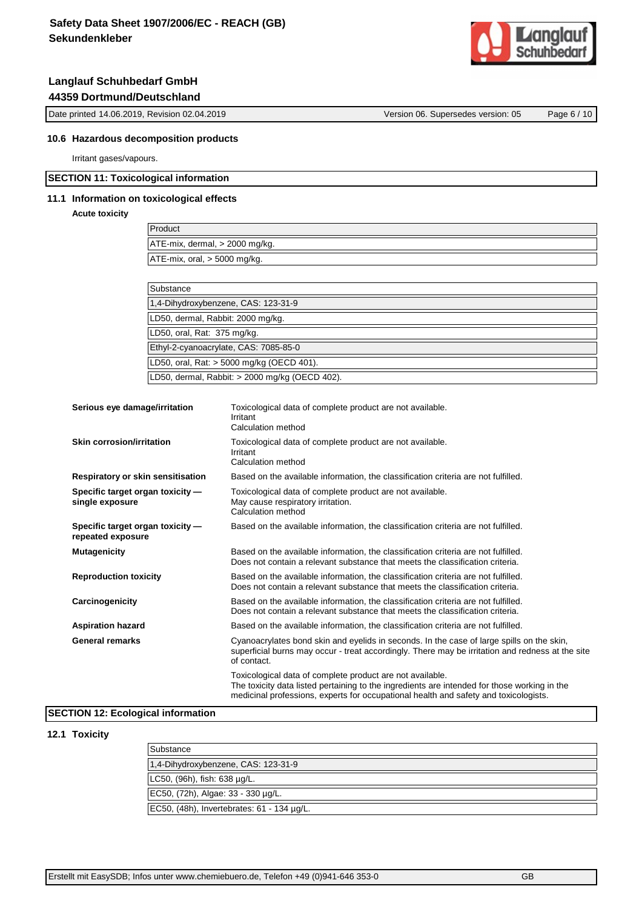### 10.6 Hazardous decomposition products

Irritant gases/vapours.

## SECTION 11: Toxicological information

### 11.1 Information on toxicological effects

**Acute toxicity**

| Product |
|---|
| ATE-mix, dermal, > 2000 mg/kg. |
| ATE-mix, oral, > 5000 mg/kg. |

| Substance |
|---|
| 1,4-Dihydroxybenzene, CAS: 123-31-9 |
| LD50, dermal, Rabbit: 2000 mg/kg. |
| LD50, oral, Rat: 375 mg/kg. |
| Ethyl-2-cyanoacrylate, CAS: 7085-85-0 |
| LD50, oral, Rat: > 5000 mg/kg (OECD 401). |
| LD50, dermal, Rabbit: > 2000 mg/kg (OECD 402). |

**Serious eye damage/irritation**
Toxicological data of complete product are not available.
Irritant
Calculation method

**Skin corrosion/irritation**
Toxicological data of complete product are not available.
Irritant
Calculation method

**Respiratory or skin sensitisation**
Based on the available information, the classification criteria are not fulfilled.

**Specific target organ toxicity — single exposure**
Toxicological data of complete product are not available.
May cause respiratory irritation.
Calculation method

**Specific target organ toxicity — repeated exposure**
Based on the available information, the classification criteria are not fulfilled.

**Mutagenicity**
Based on the available information, the classification criteria are not fulfilled.
Does not contain a relevant substance that meets the classification criteria.

**Reproduction toxicity**
Based on the available information, the classification criteria are not fulfilled.
Does not contain a relevant substance that meets the classification criteria.

**Carcinogenicity**
Based on the available information, the classification criteria are not fulfilled.
Does not contain a relevant substance that meets the classification criteria.

**Aspiration hazard**
Based on the available information, the classification criteria are not fulfilled.

**General remarks**
Cyanoacrylates bond skin and eyelids in seconds. In the case of large spills on the skin, superficial burns may occur - treat accordingly. There may be irritation and redness at the site of contact.

Toxicological data of complete product are not available.
The toxicity data listed pertaining to the ingredients are intended for those working in the medicinal professions, experts for occupational health and safety and toxicologists.

## SECTION 12: Ecological information

### 12.1 Toxicity

| Substance |
|---|
| 1,4-Dihydroxybenzene, CAS: 123-31-9 |
| LC50, (96h), fish: 638 µg/L. |
| EC50, (72h), Algae: 33 - 330 µg/L. |
| EC50, (48h), Invertebrates: 61 - 134 µg/L. |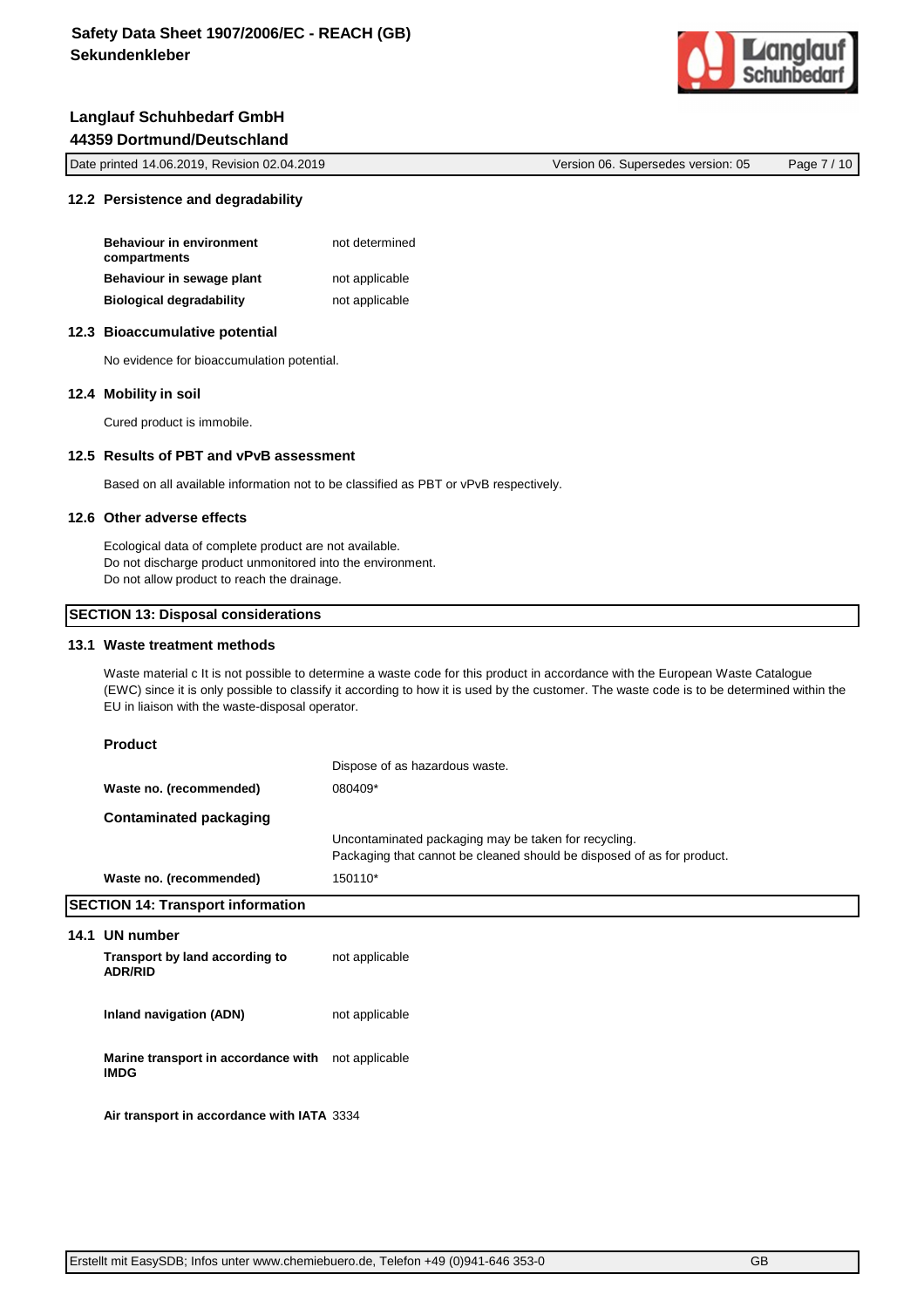### 12.2 Persistence and degradability

| | |
|---|---|
| **Behaviour in environment compartments** | not determined |
| **Behaviour in sewage plant** | not applicable |
| **Biological degradability** | not applicable |

### 12.3 Bioaccumulative potential

No evidence for bioaccumulation potential.

### 12.4 Mobility in soil

Cured product is immobile.

### 12.5 Results of PBT and vPvB assessment

Based on all available information not to be classified as PBT or vPvB respectively.

### 12.6 Other adverse effects

Ecological data of complete product are not available.
Do not discharge product unmonitored into the environment.
Do not allow product to reach the drainage.

## SECTION 13: Disposal considerations

### 13.1 Waste treatment methods

Waste material c It is not possible to determine a waste code for this product in accordance with the European Waste Catalogue (EWC) since it is only possible to classify it according to how it is used by the customer. The waste code is to be determined within the EU in liaison with the waste-disposal operator.

**Product**

| | |
|---|---|
| | Dispose of as hazardous waste. |
| **Waste no. (recommended)** | 080409* |

**Contaminated packaging**

| | |
|---|---|
| | Uncontaminated packaging may be taken for recycling.<br>Packaging that cannot be cleaned should be disposed of as for product. |
| **Waste no. (recommended)** | 150110* |

## SECTION 14: Transport information

### 14.1 UN number

| | |
|---|---|
| **Transport by land according to ADR/RID** | not applicable |
| **Inland navigation (ADN)** | not applicable |
| **Marine transport in accordance with IMDG** | not applicable |
| **Air transport in accordance with IATA** | 3334 |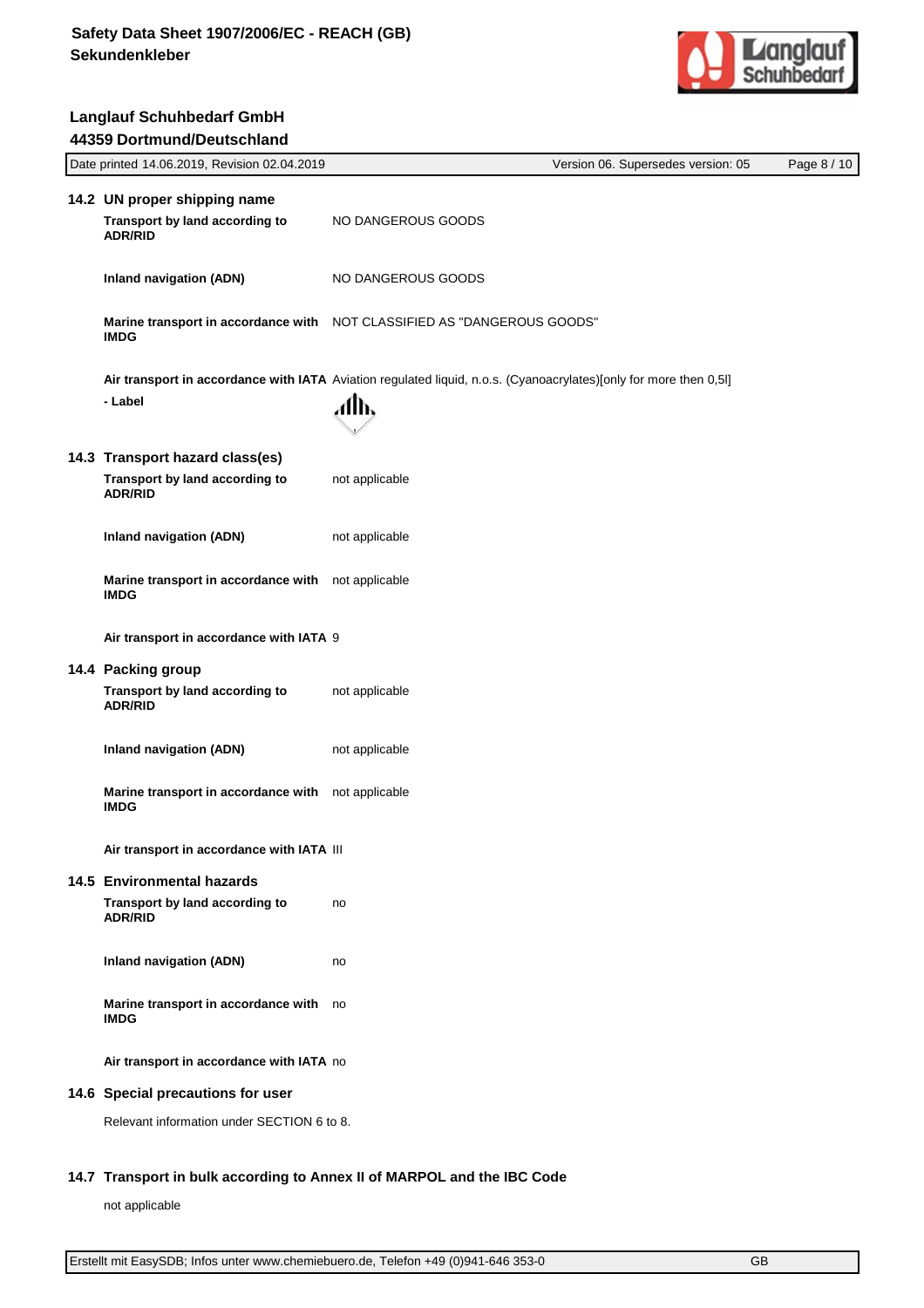## 14.2 UN proper shipping name

**Transport by land according to ADR/RID** NO DANGEROUS GOODS

**Inland navigation (ADN)** NO DANGEROUS GOODS

**Marine transport in accordance with IMDG** NOT CLASSIFIED AS "DANGEROUS GOODS"

**Air transport in accordance with IATA** Aviation regulated liquid, n.o.s. (Cyanoacrylates)[only for more then 0,5l]

**- Label**

## 14.3 Transport hazard class(es)

**Transport by land according to ADR/RID** not applicable

**Inland navigation (ADN)** not applicable

**Marine transport in accordance with IMDG** not applicable

**Air transport in accordance with IATA** 9

## 14.4 Packing group

**Transport by land according to ADR/RID** not applicable

**Inland navigation (ADN)** not applicable

**Marine transport in accordance with IMDG** not applicable

**Air transport in accordance with IATA** III

## 14.5 Environmental hazards

**Transport by land according to ADR/RID** no

**Inland navigation (ADN)** no

**Marine transport in accordance with IMDG** no

**Air transport in accordance with IATA** no

## 14.6 Special precautions for user

Relevant information under SECTION 6 to 8.

## 14.7 Transport in bulk according to Annex II of MARPOL and the IBC Code

not applicable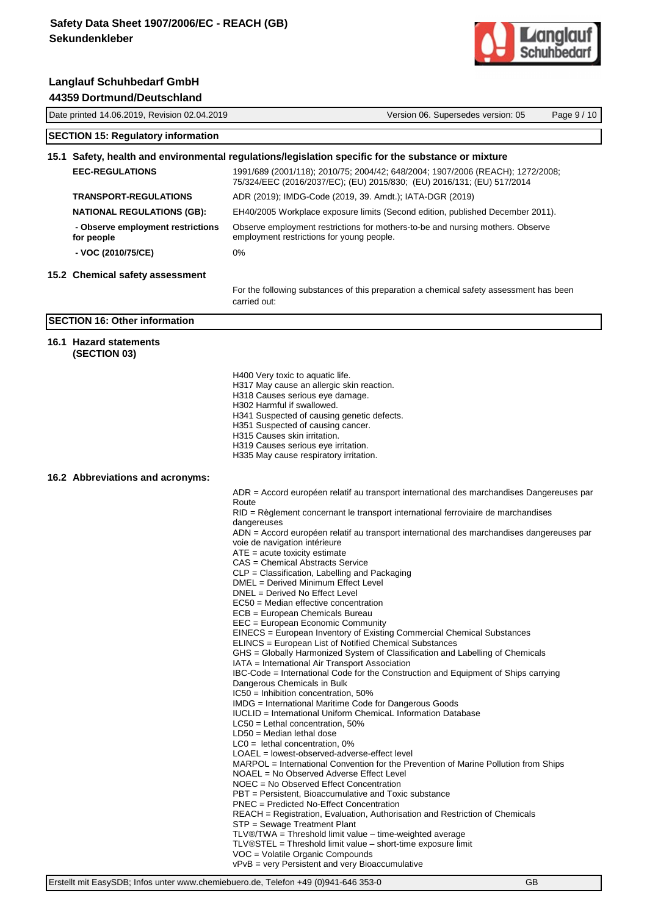## SECTION 15: Regulatory information

### 15.1 Safety, health and environmental regulations/legislation specific for the substance or mixture

| | |
|---|---|
| **EEC-REGULATIONS** | 1991/689 (2001/118); 2010/75; 2004/42; 648/2004; 1907/2006 (REACH); 1272/2008; 75/324/EEC (2016/2037/EC); (EU) 2015/830; (EU) 2016/131; (EU) 517/2014 |
| **TRANSPORT-REGULATIONS** | ADR (2019); IMDG-Code (2019, 39. Amdt.); IATA-DGR (2019) |
| **NATIONAL REGULATIONS (GB):** | EH40/2005 Workplace exposure limits (Second edition, published December 2011). |
| **- Observe employment restrictions for people** | Observe employment restrictions for mothers-to-be and nursing mothers. Observe employment restrictions for young people. |
| **- VOC (2010/75/CE)** | 0% |

### 15.2 Chemical safety assessment

For the following substances of this preparation a chemical safety assessment has been carried out:

## SECTION 16: Other information

### 16.1 Hazard statements (SECTION 03)

H400 Very toxic to aquatic life.
H317 May cause an allergic skin reaction.
H318 Causes serious eye damage.
H302 Harmful if swallowed.
H341 Suspected of causing genetic defects.
H351 Suspected of causing cancer.
H315 Causes skin irritation.
H319 Causes serious eye irritation.
H335 May cause respiratory irritation.

### 16.2 Abbreviations and acronyms:

ADR = Accord européen relatif au transport international des marchandises Dangereuses par Route
RID = Règlement concernant le transport international ferroviaire de marchandises dangereuses
ADN = Accord européen relatif au transport international des marchandises dangereuses par voie de navigation intérieure
ATE = acute toxicity estimate
CAS = Chemical Abstracts Service
CLP = Classification, Labelling and Packaging
DMEL = Derived Minimum Effect Level
DNEL = Derived No Effect Level
EC50 = Median effective concentration
ECB = European Chemicals Bureau
EEC = European Economic Community
EINECS = European Inventory of Existing Commercial Chemical Substances
ELINCS = European List of Notified Chemical Substances
GHS = Globally Harmonized System of Classification and Labelling of Chemicals
IATA = International Air Transport Association
IBC-Code = International Code for the Construction and Equipment of Ships carrying Dangerous Chemicals in Bulk
IC50 = Inhibition concentration, 50%
IMDG = International Maritime Code for Dangerous Goods
IUCLID = International Uniform ChemicaL Information Database
LC50 = Lethal concentration, 50%
LD50 = Median lethal dose
LC0 = lethal concentration, 0%
LOAEL = lowest-observed-adverse-effect level
MARPOL = International Convention for the Prevention of Marine Pollution from Ships
NOAEL = No Observed Adverse Effect Level
NOEC = No Observed Effect Concentration
PBT = Persistent, Bioaccumulative and Toxic substance
PNEC = Predicted No-Effect Concentration
REACH = Registration, Evaluation, Authorisation and Restriction of Chemicals
STP = Sewage Treatment Plant
TLV®/TWA = Threshold limit value – time-weighted average
TLV®STEL = Threshold limit value – short-time exposure limit
VOC = Volatile Organic Compounds
vPvB = very Persistent and very Bioaccumulative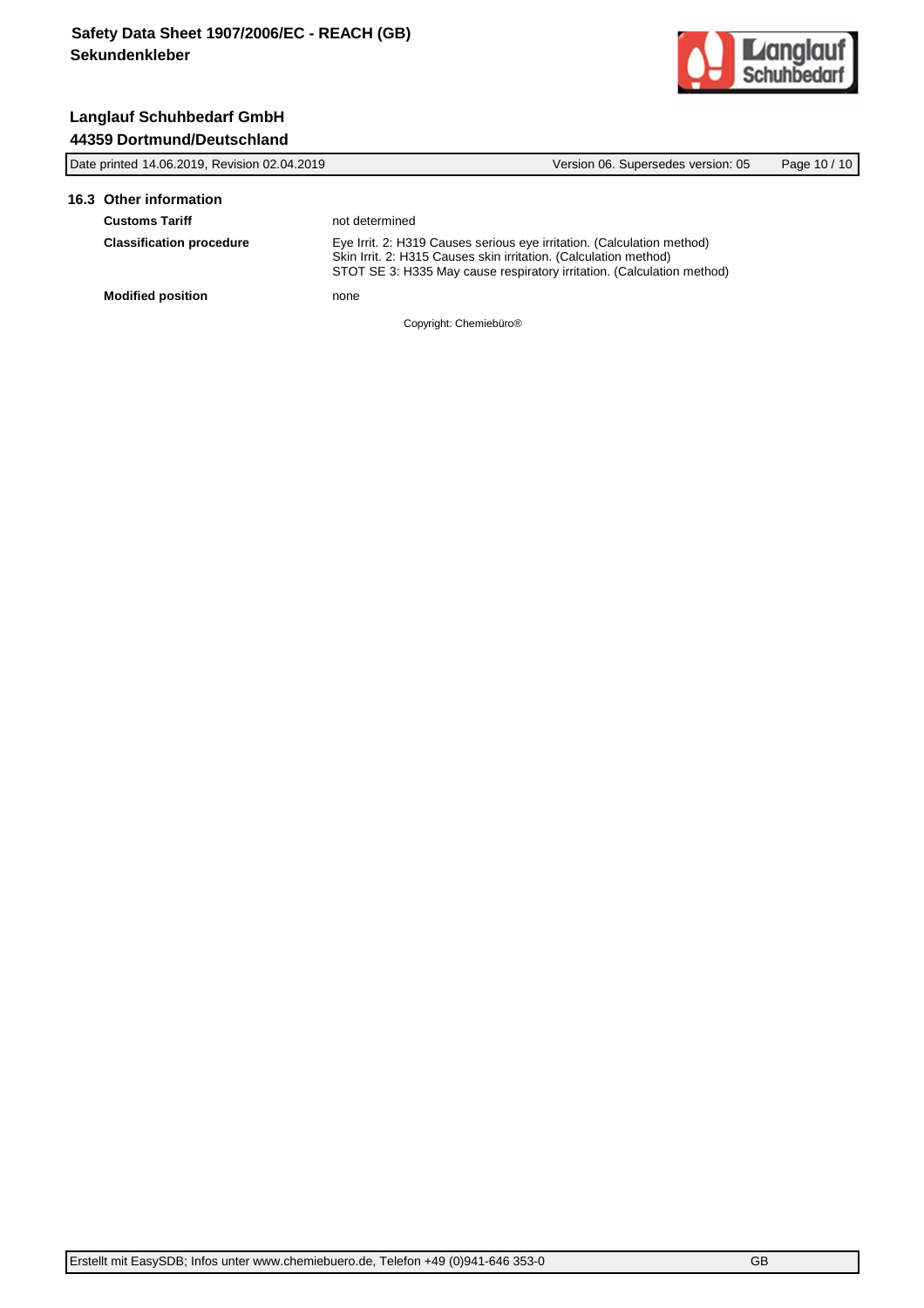## 16.3 Other information

**Customs Tariff** not determined

**Classification procedure**

Eye Irrit. 2: H319 Causes serious eye irritation. (Calculation method)
Skin Irrit. 2: H315 Causes skin irritation. (Calculation method)
STOT SE 3: H335 May cause respiratory irritation. (Calculation method)

**Modified position** none

Copyright: Chemiebüro®